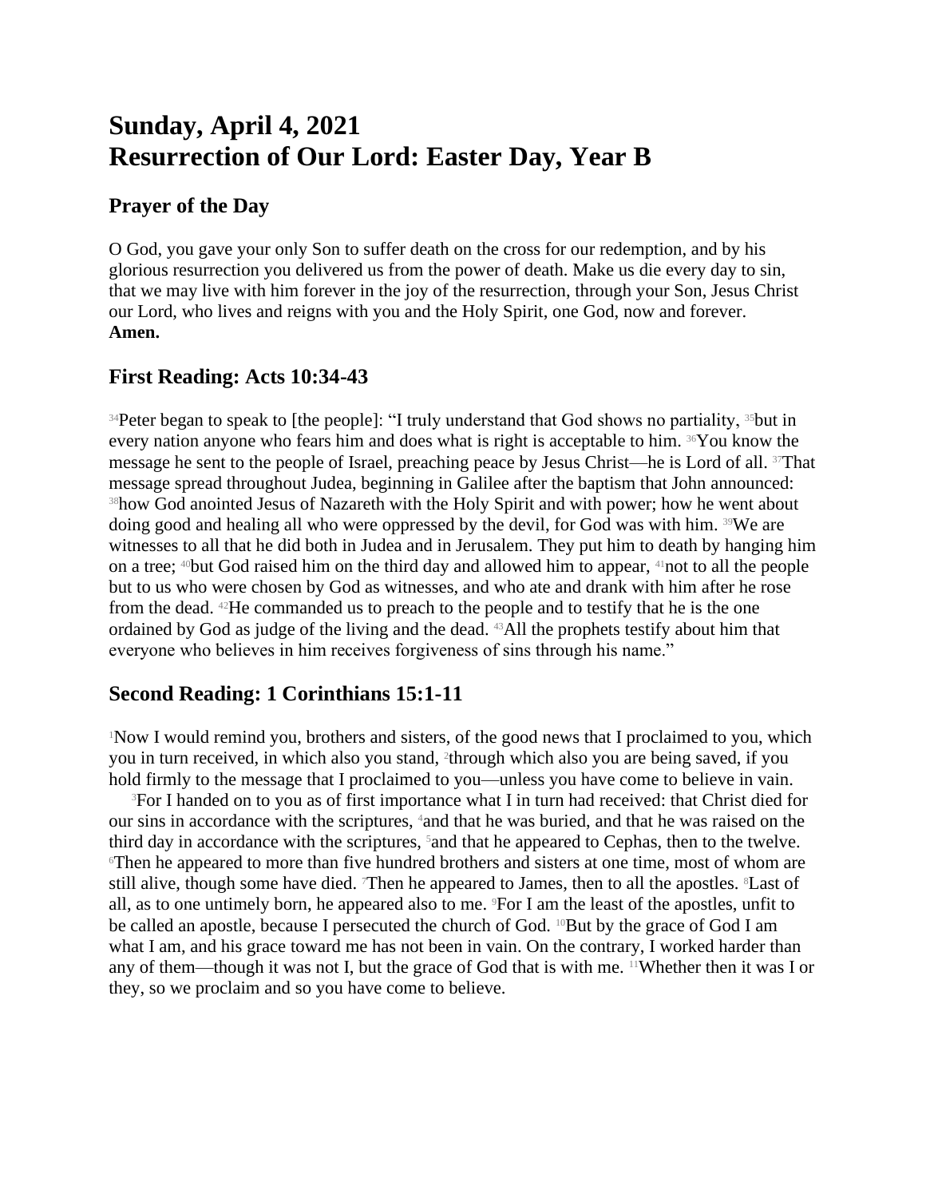# Sunday, April 4, 2021
# Resurrection of Our Lord: Easter Day, Year B

## Prayer of the Day

O God, you gave your only Son to suffer death on the cross for our redemption, and by his glorious resurrection you delivered us from the power of death. Make us die every day to sin, that we may live with him forever in the joy of the resurrection, through your Son, Jesus Christ our Lord, who lives and reigns with you and the Holy Spirit, one God, now and forever.
**Amen.**

## First Reading: Acts 10:34-43

[34]Peter began to speak to [the people]: “I truly understand that God shows no partiality, [35]but in every nation anyone who fears him and does what is right is acceptable to him. [36]You know the message he sent to the people of Israel, preaching peace by Jesus Christ—he is Lord of all. [37]That message spread throughout Judea, beginning in Galilee after the baptism that John announced: [38]how God anointed Jesus of Nazareth with the Holy Spirit and with power; how he went about doing good and healing all who were oppressed by the devil, for God was with him. [39]We are witnesses to all that he did both in Judea and in Jerusalem. They put him to death by hanging him on a tree; [40]but God raised him on the third day and allowed him to appear, [41]not to all the people but to us who were chosen by God as witnesses, and who ate and drank with him after he rose from the dead. [42]He commanded us to preach to the people and to testify that he is the one ordained by God as judge of the living and the dead. [43]All the prophets testify about him that everyone who believes in him receives forgiveness of sins through his name.”

## Second Reading: 1 Corinthians 15:1-11

[1]Now I would remind you, brothers and sisters, of the good news that I proclaimed to you, which you in turn received, in which also you stand, [2]through which also you are being saved, if you hold firmly to the message that I proclaimed to you—unless you have come to believe in vain.

[3]For I handed on to you as of first importance what I in turn had received: that Christ died for our sins in accordance with the scriptures, [4]and that he was buried, and that he was raised on the third day in accordance with the scriptures, [5]and that he appeared to Cephas, then to the twelve. [6]Then he appeared to more than five hundred brothers and sisters at one time, most of whom are still alive, though some have died. [7]Then he appeared to James, then to all the apostles. [8]Last of all, as to one untimely born, he appeared also to me. [9]For I am the least of the apostles, unfit to be called an apostle, because I persecuted the church of God. [10]But by the grace of God I am what I am, and his grace toward me has not been in vain. On the contrary, I worked harder than any of them—though it was not I, but the grace of God that is with me. [11]Whether then it was I or they, so we proclaim and so you have come to believe.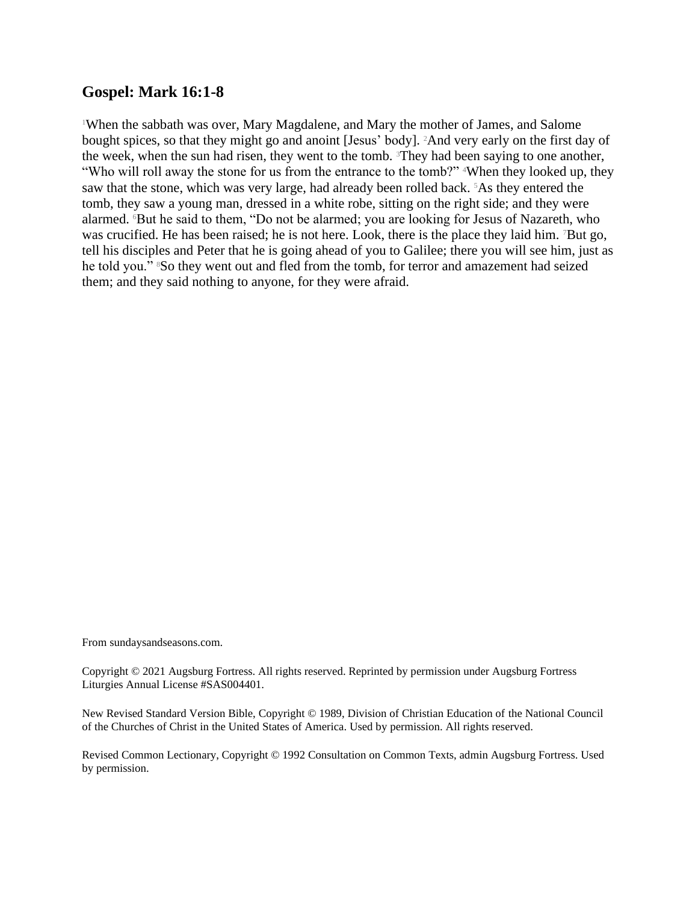## Gospel: Mark 16:1-8

[1]When the sabbath was over, Mary Magdalene, and Mary the mother of James, and Salome bought spices, so that they might go and anoint [Jesus' body]. [2]And very early on the first day of the week, when the sun had risen, they went to the tomb. [3]They had been saying to one another, "Who will roll away the stone for us from the entrance to the tomb?" [4]When they looked up, they saw that the stone, which was very large, had already been rolled back. [5]As they entered the tomb, they saw a young man, dressed in a white robe, sitting on the right side; and they were alarmed. [6]But he said to them, "Do not be alarmed; you are looking for Jesus of Nazareth, who was crucified. He has been raised; he is not here. Look, there is the place they laid him. [7]But go, tell his disciples and Peter that he is going ahead of you to Galilee; there you will see him, just as he told you." [8]So they went out and fled from the tomb, for terror and amazement had seized them; and they said nothing to anyone, for they were afraid.

From sundaysandseasons.com.

Copyright © 2021 Augsburg Fortress. All rights reserved. Reprinted by permission under Augsburg Fortress Liturgies Annual License #SAS004401.

New Revised Standard Version Bible, Copyright © 1989, Division of Christian Education of the National Council of the Churches of Christ in the United States of America. Used by permission. All rights reserved.

Revised Common Lectionary, Copyright © 1992 Consultation on Common Texts, admin Augsburg Fortress. Used by permission.